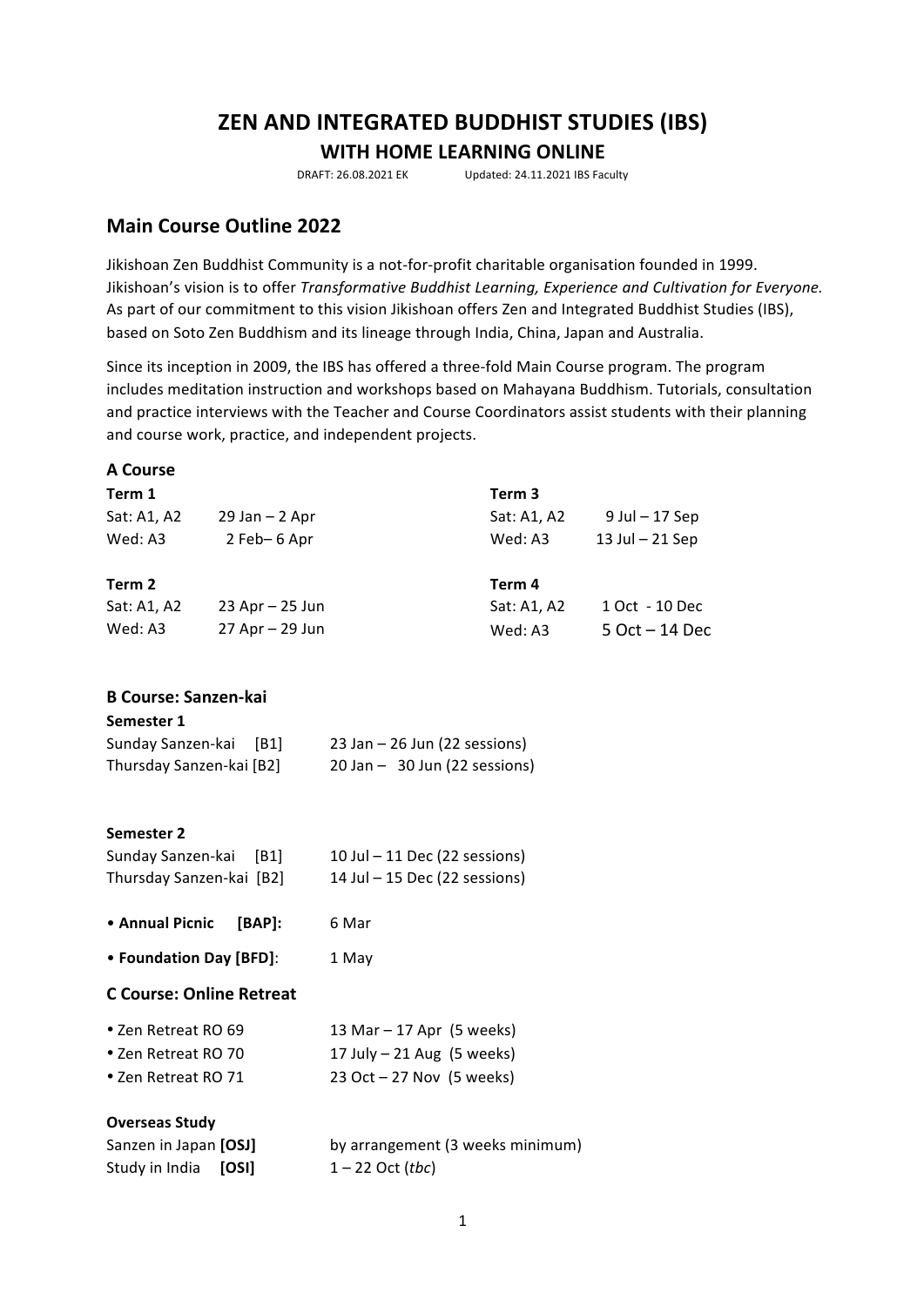# ZEN AND INTEGRATED BUDDHIST STUDIES (IBS)

## WITH HOME LEARNING ONLINE

DRAFT: 26.08.2021 EK Updated: 24.11.2021 IBS Faculty

## Main Course Outline 2022

Jikishoan Zen Buddhist Community is a not-for-profit charitable organisation founded in 1999. Jikishoan's vision is to offer *Transformative Buddhist Learning, Experience and Cultivation for Everyone.* As part of our commitment to this vision Jikishoan offers Zen and Integrated Buddhist Studies (IBS), based on Soto Zen Buddhism and its lineage through India, China, Japan and Australia.

Since its inception in 2009, the IBS has offered a three-fold Main Course program. The program includes meditation instruction and workshops based on Mahayana Buddhism. Tutorials, consultation and practice interviews with the Teacher and Course Coordinators assist students with their planning and course work, practice, and independent projects.

### A Course

**Term 1**

| | |
|---|---|
| Sat: A1, A2 | 29 Jan – 2 Apr |
| Wed: A3 | 2 Feb– 6 Apr |

**Term 2**

| | |
|---|---|
| Sat: A1, A2 | 23 Apr – 25 Jun |
| Wed: A3 | 27 Apr – 29 Jun |

**Term 3**

| | |
|---|---|
| Sat: A1, A2 | 9 Jul – 17 Sep |
| Wed: A3 | 13 Jul – 21 Sep |

**Term 4**

| | |
|---|---|
| Sat: A1, A2 | 1 Oct - 10 Dec |
| Wed: A3 | 5 Oct – 14 Dec |

### B Course: Sanzen-kai

**Semester 1**

| | |
|---|---|
| Sunday Sanzen-kai [B1] | 23 Jan – 26 Jun (22 sessions) |
| Thursday Sanzen-kai [B2] | 20 Jan – 30 Jun (22 sessions) |

**Semester 2**

| | |
|---|---|
| Sunday Sanzen-kai [B1] | 10 Jul – 11 Dec (22 sessions) |
| Thursday Sanzen-kai [B2] | 14 Jul – 15 Dec (22 sessions) |

- **Annual Picnic [BAP]:** 6 Mar
- **Foundation Day [BFD]**: 1 May

### C Course: Online Retreat

- Zen Retreat RO 69 — 13 Mar – 17 Apr (5 weeks)
- Zen Retreat RO 70 — 17 July – 21 Aug (5 weeks)
- Zen Retreat RO 71 — 23 Oct – 27 Nov (5 weeks)

**Overseas Study**

| | |
|---|---|
| Sanzen in Japan **[OSJ]** | by arrangement (3 weeks minimum) |
| Study in India **[OSI]** | 1 – 22 Oct (*tbc*) |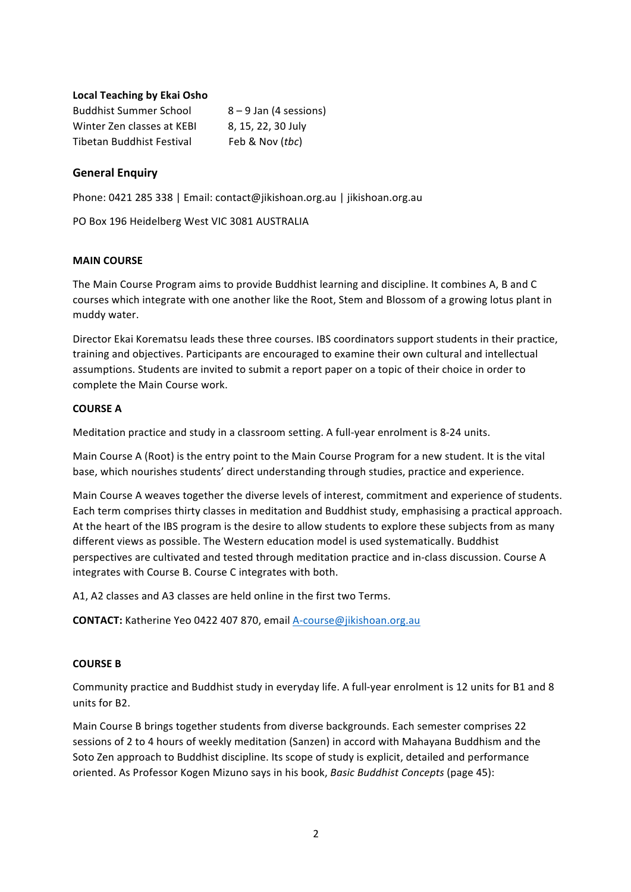**Local Teaching by Ekai Osho**

| | |
|---|---|
| Buddhist Summer School | 8 – 9 Jan (4 sessions) |
| Winter Zen classes at KEBI | 8, 15, 22, 30 July |
| Tibetan Buddhist Festival | Feb & Nov (*tbc*) |

## General Enquiry

Phone: 0421 285 338 | Email: contact@jikishoan.org.au | jikishoan.org.au

PO Box 196 Heidelberg West VIC 3081 AUSTRALIA

**MAIN COURSE**

The Main Course Program aims to provide Buddhist learning and discipline. It combines A, B and C courses which integrate with one another like the Root, Stem and Blossom of a growing lotus plant in muddy water.

Director Ekai Korematsu leads these three courses. IBS coordinators support students in their practice, training and objectives. Participants are encouraged to examine their own cultural and intellectual assumptions. Students are invited to submit a report paper on a topic of their choice in order to complete the Main Course work.

**COURSE A**

Meditation practice and study in a classroom setting. A full-year enrolment is 8-24 units.

Main Course A (Root) is the entry point to the Main Course Program for a new student. It is the vital base, which nourishes students' direct understanding through studies, practice and experience.

Main Course A weaves together the diverse levels of interest, commitment and experience of students. Each term comprises thirty classes in meditation and Buddhist study, emphasising a practical approach. At the heart of the IBS program is the desire to allow students to explore these subjects from as many different views as possible. The Western education model is used systematically. Buddhist perspectives are cultivated and tested through meditation practice and in-class discussion. Course A integrates with Course B. Course C integrates with both.

A1, A2 classes and A3 classes are held online in the first two Terms.

**CONTACT:** Katherine Yeo 0422 407 870, email A-course@jikishoan.org.au

**COURSE B**

Community practice and Buddhist study in everyday life. A full-year enrolment is 12 units for B1 and 8 units for B2.

Main Course B brings together students from diverse backgrounds. Each semester comprises 22 sessions of 2 to 4 hours of weekly meditation (Sanzen) in accord with Mahayana Buddhism and the Soto Zen approach to Buddhist discipline. Its scope of study is explicit, detailed and performance oriented. As Professor Kogen Mizuno says in his book, *Basic Buddhist Concepts* (page 45):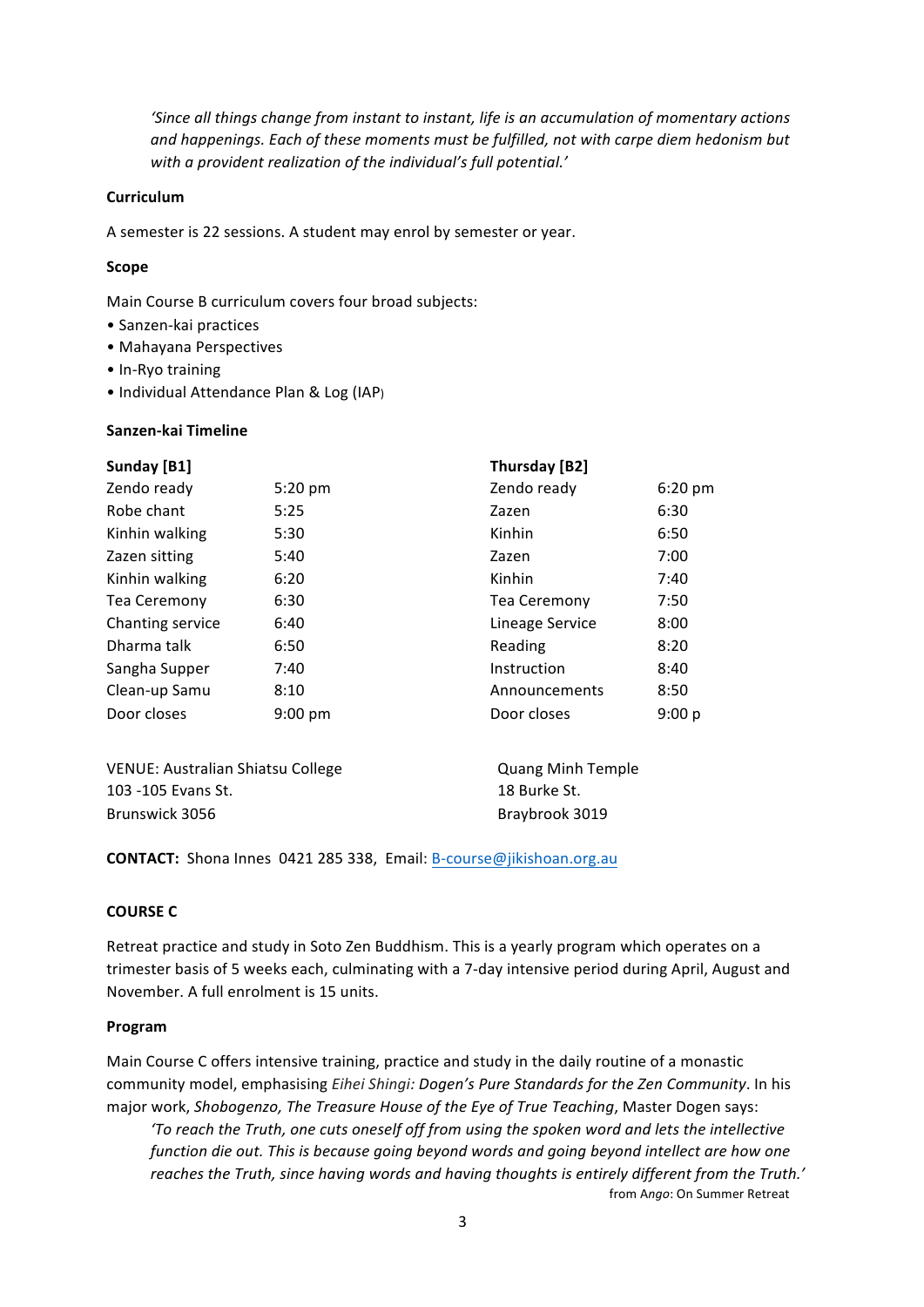*'Since all things change from instant to instant, life is an accumulation of momentary actions and happenings. Each of these moments must be fulfilled, not with carpe diem hedonism but with a provident realization of the individual's full potential.'*

**Curriculum**

A semester is 22 sessions. A student may enrol by semester or year.

**Scope**

Main Course B curriculum covers four broad subjects:

- Sanzen-kai practices
- Mahayana Perspectives
- In-Ryo training
- Individual Attendance Plan & Log (IAP)

**Sanzen-kai Timeline**

| **Sunday [B1]** | | **Thursday [B2]** | |
|---|---|---|---|
| Zendo ready | 5:20 pm | Zendo ready | 6:20 pm |
| Robe chant | 5:25 | Zazen | 6:30 |
| Kinhin walking | 5:30 | Kinhin | 6:50 |
| Zazen sitting | 5:40 | Zazen | 7:00 |
| Kinhin walking | 6:20 | Kinhin | 7:40 |
| Tea Ceremony | 6:30 | Tea Ceremony | 7:50 |
| Chanting service | 6:40 | Lineage Service | 8:00 |
| Dharma talk | 6:50 | Reading | 8:20 |
| Sangha Supper | 7:40 | Instruction | 8:40 |
| Clean-up Samu | 8:10 | Announcements | 8:50 |
| Door closes | 9:00 pm | Door closes | 9:00 p |

VENUE: Australian Shiatsu College
103 -105 Evans St.
Brunswick 3056

Quang Minh Temple
18 Burke St.
Braybrook 3019

**CONTACT:** Shona Innes 0421 285 338, Email: B-course@jikishoan.org.au

**COURSE C**

Retreat practice and study in Soto Zen Buddhism. This is a yearly program which operates on a trimester basis of 5 weeks each, culminating with a 7-day intensive period during April, August and November. A full enrolment is 15 units.

**Program**

Main Course C offers intensive training, practice and study in the daily routine of a monastic community model, emphasising *Eihei Shingi: Dogen's Pure Standards for the Zen Community*. In his major work, *Shobogenzo, The Treasure House of the Eye of True Teaching*, Master Dogen says:

> *'To reach the Truth, one cuts oneself off from using the spoken word and lets the intellective function die out. This is because going beyond words and going beyond intellect are how one reaches the Truth, since having words and having thoughts is entirely different from the Truth.'*
>
> from *Ango*: On Summer Retreat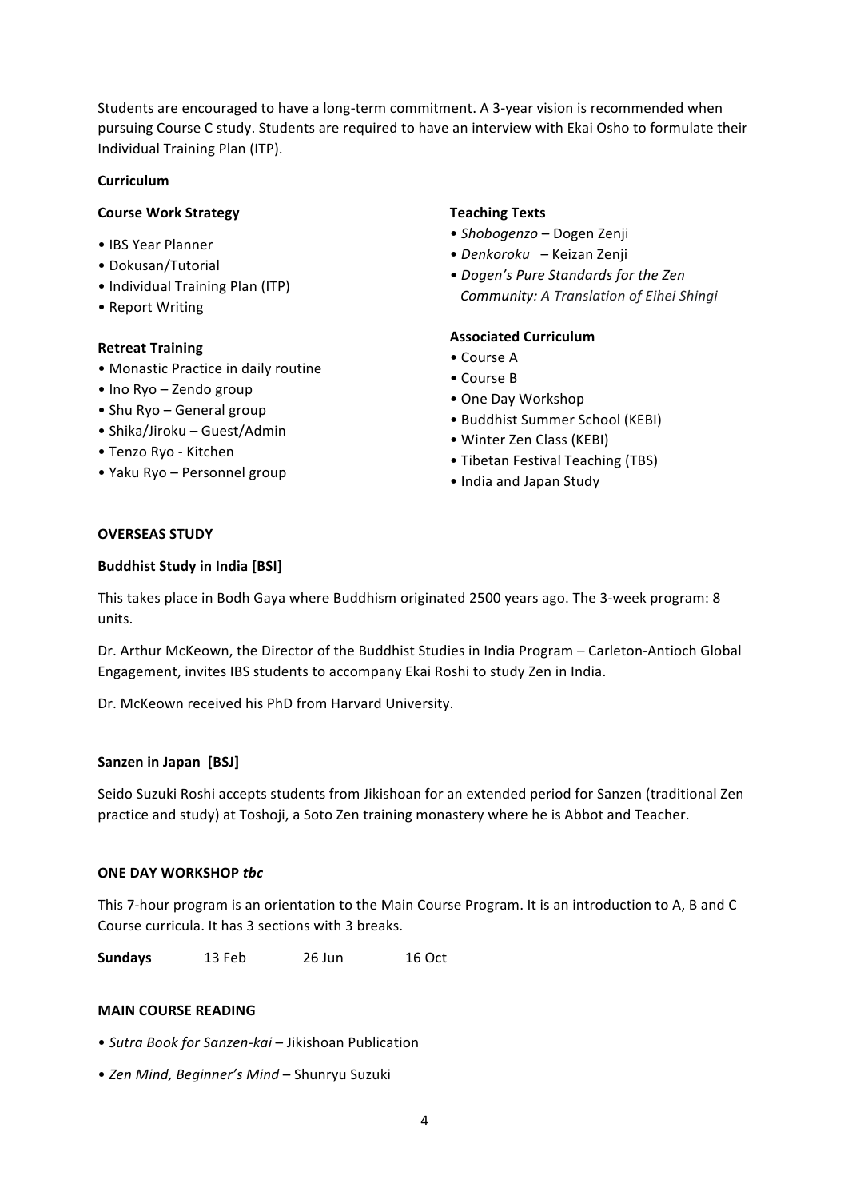Students are encouraged to have a long-term commitment. A 3-year vision is recommended when pursuing Course C study. Students are required to have an interview with Ekai Osho to formulate their Individual Training Plan (ITP).

**Curriculum**

**Course Work Strategy**

- IBS Year Planner
- Dokusan/Tutorial
- Individual Training Plan (ITP)
- Report Writing

**Retreat Training**

- Monastic Practice in daily routine
- Ino Ryo – Zendo group
- Shu Ryo – General group
- Shika/Jiroku – Guest/Admin
- Tenzo Ryo - Kitchen
- Yaku Ryo – Personnel group

**Teaching Texts**

- *Shobogenzo* – Dogen Zenji
- *Denkoroku* – Keizan Zenji
- *Dogen's Pure Standards for the Zen Community: A Translation of Eihei Shingi*

**Associated Curriculum**

- Course A
- Course B
- One Day Workshop
- Buddhist Summer School (KEBI)
- Winter Zen Class (KEBI)
- Tibetan Festival Teaching (TBS)
- India and Japan Study

**OVERSEAS STUDY**

**Buddhist Study in India [BSI]**

This takes place in Bodh Gaya where Buddhism originated 2500 years ago. The 3-week program: 8 units.

Dr. Arthur McKeown, the Director of the Buddhist Studies in India Program – Carleton-Antioch Global Engagement, invites IBS students to accompany Ekai Roshi to study Zen in India.

Dr. McKeown received his PhD from Harvard University.

**Sanzen in Japan [BSJ]**

Seido Suzuki Roshi accepts students from Jikishoan for an extended period for Sanzen (traditional Zen practice and study) at Toshoji, a Soto Zen training monastery where he is Abbot and Teacher.

**ONE DAY WORKSHOP *tbc***

This 7-hour program is an orientation to the Main Course Program. It is an introduction to A, B and C Course curricula. It has 3 sections with 3 breaks.

| | | | |
|---|---|---|---|
| **Sundays** | 13 Feb | 26 Jun | 16 Oct |

**MAIN COURSE READING**

- *Sutra Book for Sanzen-kai* – Jikishoan Publication
- *Zen Mind, Beginner's Mind* – Shunryu Suzuki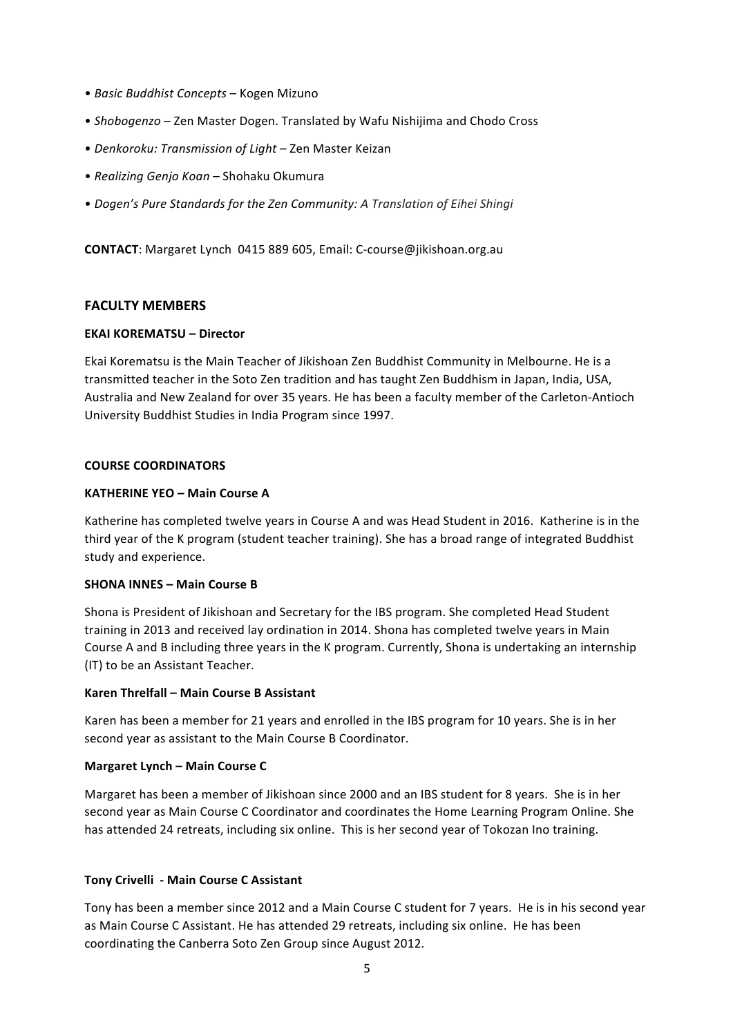- *Basic Buddhist Concepts* – Kogen Mizuno
- *Shobogenzo* – Zen Master Dogen. Translated by Wafu Nishijima and Chodo Cross
- *Denkoroku: Transmission of Light* – Zen Master Keizan
- *Realizing Genjo Koan* – Shohaku Okumura
- *Dogen's Pure Standards for the Zen Community: A Translation of Eihei Shingi*

**CONTACT**: Margaret Lynch 0415 889 605, Email: C-course@jikishoan.org.au

## FACULTY MEMBERS

### EKAI KOREMATSU – Director

Ekai Korematsu is the Main Teacher of Jikishoan Zen Buddhist Community in Melbourne. He is a transmitted teacher in the Soto Zen tradition and has taught Zen Buddhism in Japan, India, USA, Australia and New Zealand for over 35 years. He has been a faculty member of the Carleton-Antioch University Buddhist Studies in India Program since 1997.

## COURSE COORDINATORS

### KATHERINE YEO – Main Course A

Katherine has completed twelve years in Course A and was Head Student in 2016. Katherine is in the third year of the K program (student teacher training). She has a broad range of integrated Buddhist study and experience.

### SHONA INNES – Main Course B

Shona is President of Jikishoan and Secretary for the IBS program. She completed Head Student training in 2013 and received lay ordination in 2014. Shona has completed twelve years in Main Course A and B including three years in the K program. Currently, Shona is undertaking an internship (IT) to be an Assistant Teacher.

### Karen Threlfall – Main Course B Assistant

Karen has been a member for 21 years and enrolled in the IBS program for 10 years. She is in her second year as assistant to the Main Course B Coordinator.

### Margaret Lynch – Main Course C

Margaret has been a member of Jikishoan since 2000 and an IBS student for 8 years. She is in her second year as Main Course C Coordinator and coordinates the Home Learning Program Online. She has attended 24 retreats, including six online. This is her second year of Tokozan Ino training.

### Tony Crivelli - Main Course C Assistant

Tony has been a member since 2012 and a Main Course C student for 7 years. He is in his second year as Main Course C Assistant. He has attended 29 retreats, including six online. He has been coordinating the Canberra Soto Zen Group since August 2012.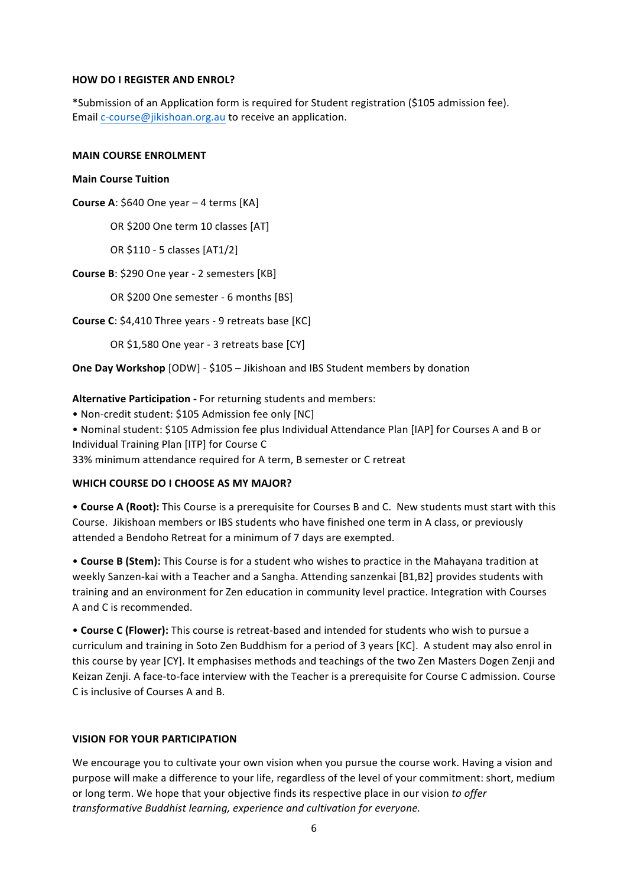### HOW DO I REGISTER AND ENROL?

*Submission of an Application form is required for Student registration ($105 admission fee). Email c-course@jikishoan.org.au to receive an application.

### MAIN COURSE ENROLMENT

**Main Course Tuition**

**Course A**: $640 One year – 4 terms [KA]

OR $200 One term 10 classes [AT]

OR $110 - 5 classes [AT1/2]

**Course B**: $290 One year - 2 semesters [KB]

OR $200 One semester - 6 months [BS]

**Course C**: $4,410 Three years - 9 retreats base [KC]

OR $1,580 One year - 3 retreats base [CY]

**One Day Workshop** [ODW] - $105 – Jikishoan and IBS Student members by donation

**Alternative Participation -** For returning students and members:

- Non-credit student: $105 Admission fee only [NC]
- Nominal student: $105 Admission fee plus Individual Attendance Plan [IAP] for Courses A and B or Individual Training Plan [ITP] for Course C

33% minimum attendance required for A term, B semester or C retreat

### WHICH COURSE DO I CHOOSE AS MY MAJOR?

- **Course A (Root):** This Course is a prerequisite for Courses B and C. New students must start with this Course. Jikishoan members or IBS students who have finished one term in A class, or previously attended a Bendoho Retreat for a minimum of 7 days are exempted.
- **Course B (Stem):** This Course is for a student who wishes to practice in the Mahayana tradition at weekly Sanzen-kai with a Teacher and a Sangha. Attending sanzenkai [B1,B2] provides students with training and an environment for Zen education in community level practice. Integration with Courses A and C is recommended.
- **Course C (Flower):** This course is retreat-based and intended for students who wish to pursue a curriculum and training in Soto Zen Buddhism for a period of 3 years [KC]. A student may also enrol in this course by year [CY]. It emphasises methods and teachings of the two Zen Masters Dogen Zenji and Keizan Zenji. A face-to-face interview with the Teacher is a prerequisite for Course C admission. Course C is inclusive of Courses A and B.

### VISION FOR YOUR PARTICIPATION

We encourage you to cultivate your own vision when you pursue the course work. Having a vision and purpose will make a difference to your life, regardless of the level of your commitment: short, medium or long term. We hope that your objective finds its respective place in our vision *to offer transformative Buddhist learning, experience and cultivation for everyone.*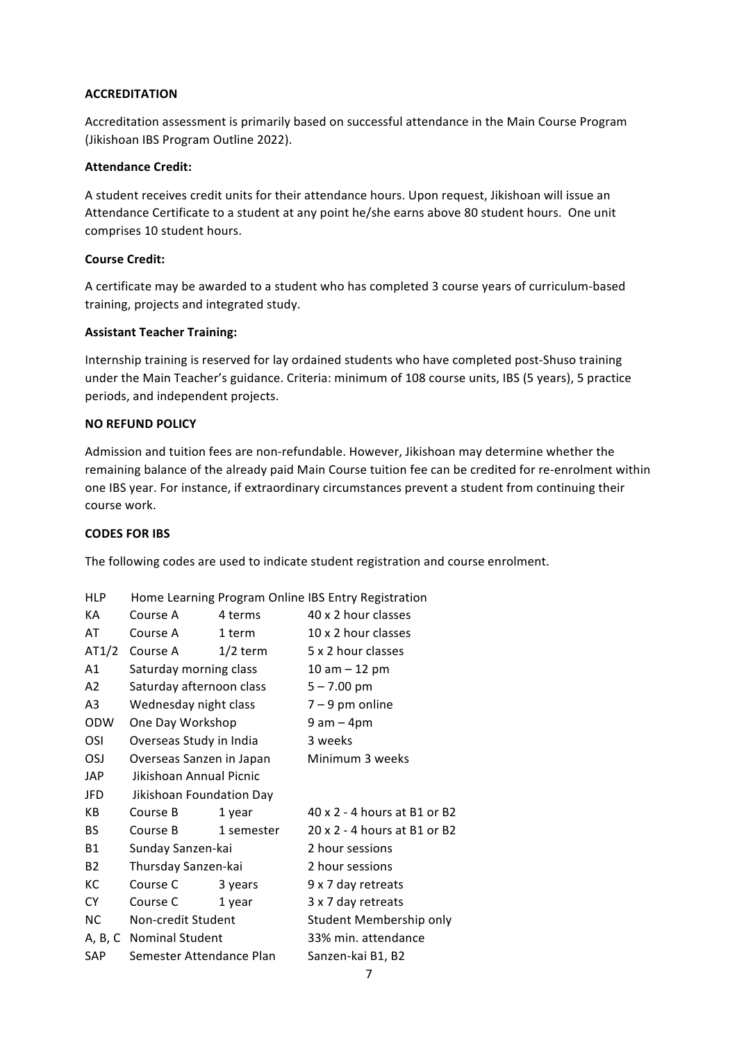## ACCREDITATION

Accreditation assessment is primarily based on successful attendance in the Main Course Program (Jikishoan IBS Program Outline 2022).

### Attendance Credit:

A student receives credit units for their attendance hours. Upon request, Jikishoan will issue an Attendance Certificate to a student at any point he/she earns above 80 student hours. One unit comprises 10 student hours.

### Course Credit:

A certificate may be awarded to a student who has completed 3 course years of curriculum-based training, projects and integrated study.

### Assistant Teacher Training:

Internship training is reserved for lay ordained students who have completed post-Shuso training under the Main Teacher's guidance. Criteria: minimum of 108 course units, IBS (5 years), 5 practice periods, and independent projects.

## NO REFUND POLICY

Admission and tuition fees are non-refundable. However, Jikishoan may determine whether the remaining balance of the already paid Main Course tuition fee can be credited for re-enrolment within one IBS year. For instance, if extraordinary circumstances prevent a student from continuing their course work.

## CODES FOR IBS

The following codes are used to indicate student registration and course enrolment.

| | | | |
|---|---|---|---|
| HLP | Home Learning Program Online IBS Entry Registration | | |
| KA | Course A | 4 terms | 40 x 2 hour classes |
| AT | Course A | 1 term | 10 x 2 hour classes |
| AT1/2 | Course A | 1/2 term | 5 x 2 hour classes |
| A1 | Saturday morning class | | 10 am – 12 pm |
| A2 | Saturday afternoon class | | 5 – 7.00 pm |
| A3 | Wednesday night class | | 7 – 9 pm online |
| ODW | One Day Workshop | | 9 am – 4pm |
| OSI | Overseas Study in India | | 3 weeks |
| OSJ | Overseas Sanzen in Japan | | Minimum 3 weeks |
| JAP | Jikishoan Annual Picnic | | |
| JFD | Jikishoan Foundation Day | | |
| KB | Course B | 1 year | 40 x 2 - 4 hours at B1 or B2 |
| BS | Course B | 1 semester | 20 x 2 - 4 hours at B1 or B2 |
| B1 | Sunday Sanzen-kai | | 2 hour sessions |
| B2 | Thursday Sanzen-kai | | 2 hour sessions |
| KC | Course C | 3 years | 9 x 7 day retreats |
| CY | Course C | 1 year | 3 x 7 day retreats |
| NC | Non-credit Student | | Student Membership only |
| A, B, C | Nominal Student | | 33% min. attendance |
| SAP | Semester Attendance Plan | | Sanzen-kai B1, B2 |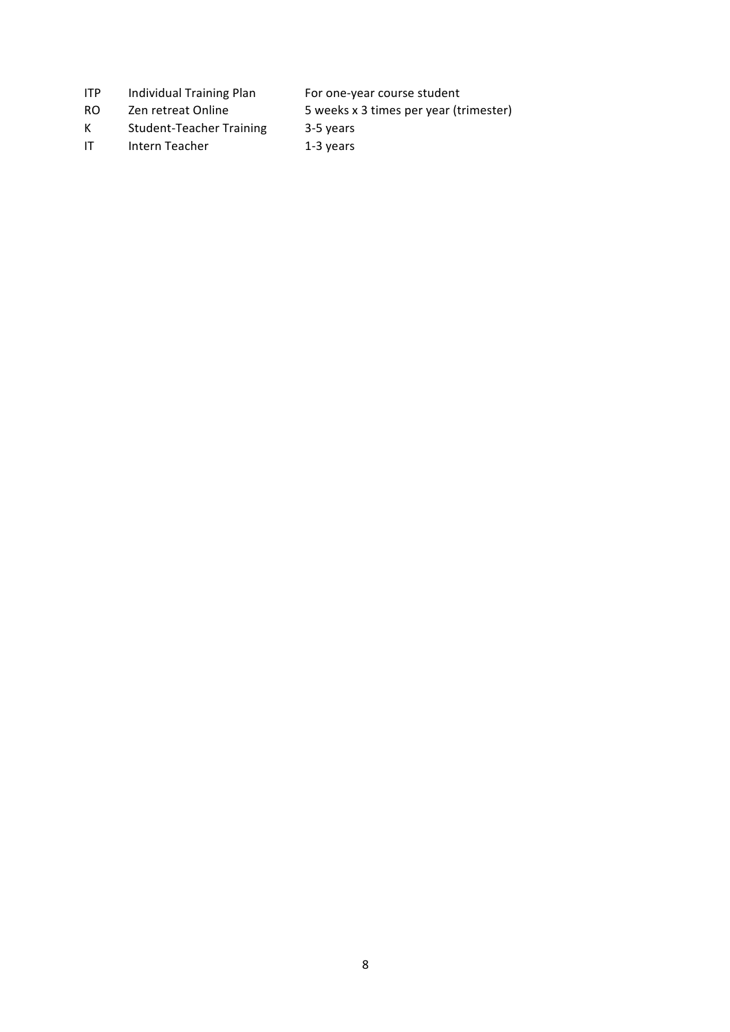| | | |
|---|---|---|
| ITP | Individual Training Plan | For one-year course student |
| RO | Zen retreat Online | 5 weeks x 3 times per year (trimester) |
| K | Student-Teacher Training | 3-5 years |
| IT | Intern Teacher | 1-3 years |